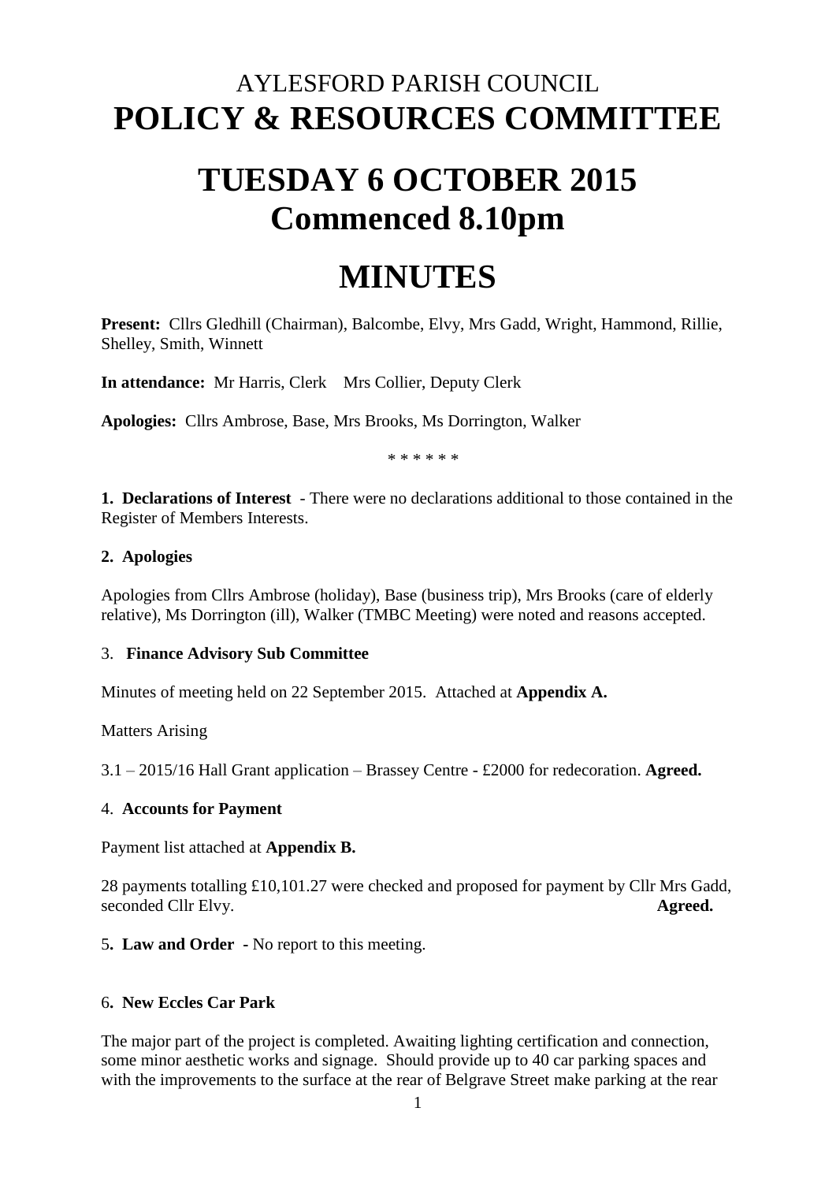# AYLESFORD PARISH COUNCIL
# POLICY & RESOURCES COMMITTEE

# TUESDAY 6 OCTOBER 2015
# Commenced 8.10pm

# MINUTES

**Present:** Cllrs Gledhill (Chairman), Balcombe, Elvy, Mrs Gadd, Wright, Hammond, Rillie, Shelley, Smith, Winnett

**In attendance:** Mr Harris, Clerk    Mrs Collier, Deputy Clerk

**Apologies:** Cllrs Ambrose, Base, Mrs Brooks, Ms Dorrington, Walker

\* \* \* \* \* \*

**1. Declarations of Interest** - There were no declarations additional to those contained in the Register of Members Interests.

**2. Apologies**

Apologies from Cllrs Ambrose (holiday), Base (business trip), Mrs Brooks (care of elderly relative), Ms Dorrington (ill), Walker (TMBC Meeting) were noted and reasons accepted.

3. **Finance Advisory Sub Committee**

Minutes of meeting held on 22 September 2015. Attached at **Appendix A.**

Matters Arising

3.1 – 2015/16 Hall Grant application – Brassey Centre - £2000 for redecoration. **Agreed.**

4. **Accounts for Payment**

Payment list attached at **Appendix B.**

28 payments totalling £10,101.27 were checked and proposed for payment by Cllr Mrs Gadd, seconded Cllr Elvy. **Agreed.**

5**. Law and Order** - No report to this meeting.

6**. New Eccles Car Park**

The major part of the project is completed. Awaiting lighting certification and connection, some minor aesthetic works and signage. Should provide up to 40 car parking spaces and with the improvements to the surface at the rear of Belgrave Street make parking at the rear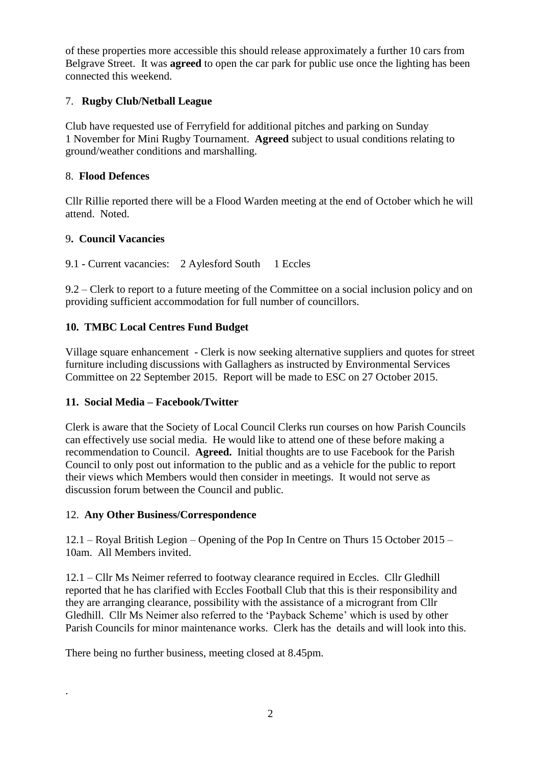of these properties more accessible this should release approximately a further 10 cars from Belgrave Street. It was **agreed** to open the car park for public use once the lighting has been connected this weekend.

## 7. Rugby Club/Netball League

Club have requested use of Ferryfield for additional pitches and parking on Sunday 1 November for Mini Rugby Tournament. **Agreed** subject to usual conditions relating to ground/weather conditions and marshalling.

## 8. Flood Defences

Cllr Rillie reported there will be a Flood Warden meeting at the end of October which he will attend. Noted.

## 9. Council Vacancies

9.1 - Current vacancies: 2 Aylesford South 1 Eccles

9.2 – Clerk to report to a future meeting of the Committee on a social inclusion policy and on providing sufficient accommodation for full number of councillors.

## 10. TMBC Local Centres Fund Budget

Village square enhancement - Clerk is now seeking alternative suppliers and quotes for street furniture including discussions with Gallaghers as instructed by Environmental Services Committee on 22 September 2015. Report will be made to ESC on 27 October 2015.

## 11. Social Media – Facebook/Twitter

Clerk is aware that the Society of Local Council Clerks run courses on how Parish Councils can effectively use social media. He would like to attend one of these before making a recommendation to Council. **Agreed.** Initial thoughts are to use Facebook for the Parish Council to only post out information to the public and as a vehicle for the public to report their views which Members would then consider in meetings. It would not serve as discussion forum between the Council and public.

## 12. Any Other Business/Correspondence

12.1 – Royal British Legion – Opening of the Pop In Centre on Thurs 15 October 2015 – 10am. All Members invited.

12.1 – Cllr Ms Neimer referred to footway clearance required in Eccles. Cllr Gledhill reported that he has clarified with Eccles Football Club that this is their responsibility and they are arranging clearance, possibility with the assistance of a microgrant from Cllr Gledhill. Cllr Ms Neimer also referred to the 'Payback Scheme' which is used by other Parish Councils for minor maintenance works. Clerk has the details and will look into this.

There being no further business, meeting closed at 8.45pm.

.